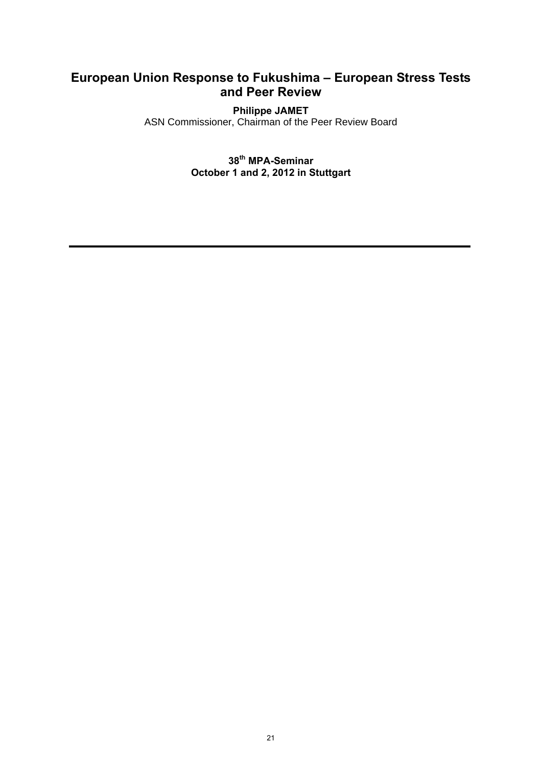# European Union Response to Fukushima – European Stress Tests and Peer Review

**Philippe JAMET**
ASN Commissioner, Chairman of the Peer Review Board

**38th MPA-Seminar**
**October 1 and 2, 2012 in Stuttgart**

---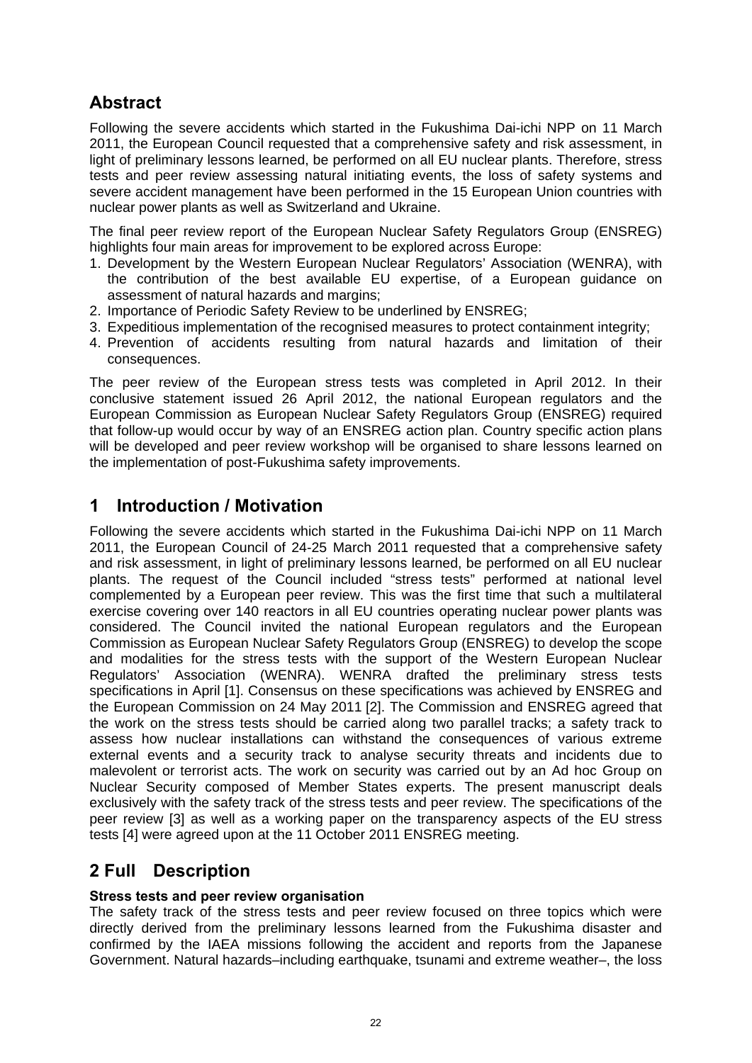## Abstract

Following the severe accidents which started in the Fukushima Dai-ichi NPP on 11 March 2011, the European Council requested that a comprehensive safety and risk assessment, in light of preliminary lessons learned, be performed on all EU nuclear plants. Therefore, stress tests and peer review assessing natural initiating events, the loss of safety systems and severe accident management have been performed in the 15 European Union countries with nuclear power plants as well as Switzerland and Ukraine.

The final peer review report of the European Nuclear Safety Regulators Group (ENSREG) highlights four main areas for improvement to be explored across Europe:

1. Development by the Western European Nuclear Regulators' Association (WENRA), with the contribution of the best available EU expertise, of a European guidance on assessment of natural hazards and margins;
2. Importance of Periodic Safety Review to be underlined by ENSREG;
3. Expeditious implementation of the recognised measures to protect containment integrity;
4. Prevention of accidents resulting from natural hazards and limitation of their consequences.

The peer review of the European stress tests was completed in April 2012. In their conclusive statement issued 26 April 2012, the national European regulators and the European Commission as European Nuclear Safety Regulators Group (ENSREG) required that follow-up would occur by way of an ENSREG action plan. Country specific action plans will be developed and peer review workshop will be organised to share lessons learned on the implementation of post-Fukushima safety improvements.

## 1 Introduction / Motivation

Following the severe accidents which started in the Fukushima Dai-ichi NPP on 11 March 2011, the European Council of 24-25 March 2011 requested that a comprehensive safety and risk assessment, in light of preliminary lessons learned, be performed on all EU nuclear plants. The request of the Council included "stress tests" performed at national level complemented by a European peer review. This was the first time that such a multilateral exercise covering over 140 reactors in all EU countries operating nuclear power plants was considered. The Council invited the national European regulators and the European Commission as European Nuclear Safety Regulators Group (ENSREG) to develop the scope and modalities for the stress tests with the support of the Western European Nuclear Regulators' Association (WENRA). WENRA drafted the preliminary stress tests specifications in April [1]. Consensus on these specifications was achieved by ENSREG and the European Commission on 24 May 2011 [2]. The Commission and ENSREG agreed that the work on the stress tests should be carried along two parallel tracks; a safety track to assess how nuclear installations can withstand the consequences of various extreme external events and a security track to analyse security threats and incidents due to malevolent or terrorist acts. The work on security was carried out by an Ad hoc Group on Nuclear Security composed of Member States experts. The present manuscript deals exclusively with the safety track of the stress tests and peer review. The specifications of the peer review [3] as well as a working paper on the transparency aspects of the EU stress tests [4] were agreed upon at the 11 October 2011 ENSREG meeting.

## 2 Full Description

**Stress tests and peer review organisation**

The safety track of the stress tests and peer review focused on three topics which were directly derived from the preliminary lessons learned from the Fukushima disaster and confirmed by the IAEA missions following the accident and reports from the Japanese Government. Natural hazards–including earthquake, tsunami and extreme weather–, the loss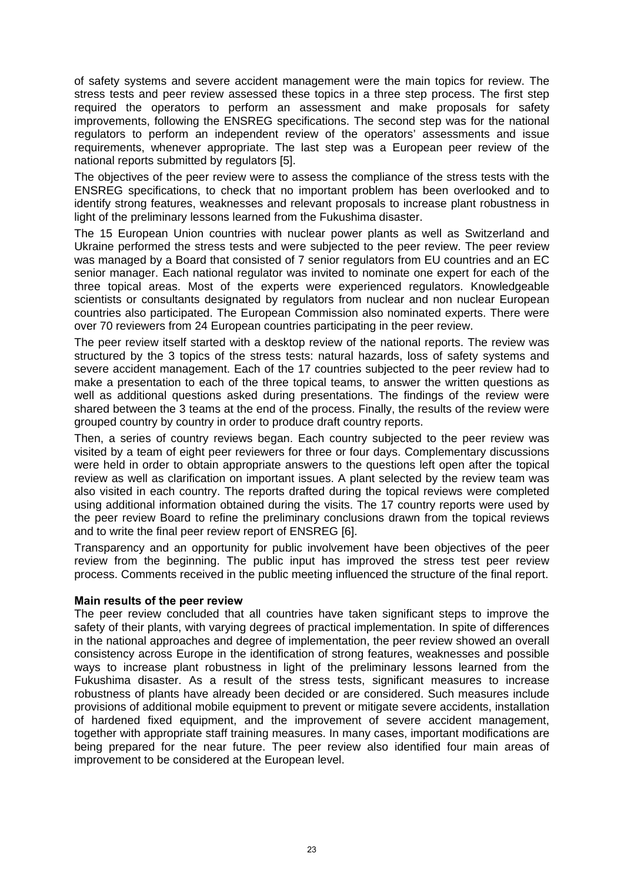of safety systems and severe accident management were the main topics for review. The stress tests and peer review assessed these topics in a three step process. The first step required the operators to perform an assessment and make proposals for safety improvements, following the ENSREG specifications. The second step was for the national regulators to perform an independent review of the operators' assessments and issue requirements, whenever appropriate. The last step was a European peer review of the national reports submitted by regulators [5].

The objectives of the peer review were to assess the compliance of the stress tests with the ENSREG specifications, to check that no important problem has been overlooked and to identify strong features, weaknesses and relevant proposals to increase plant robustness in light of the preliminary lessons learned from the Fukushima disaster.

The 15 European Union countries with nuclear power plants as well as Switzerland and Ukraine performed the stress tests and were subjected to the peer review. The peer review was managed by a Board that consisted of 7 senior regulators from EU countries and an EC senior manager. Each national regulator was invited to nominate one expert for each of the three topical areas. Most of the experts were experienced regulators. Knowledgeable scientists or consultants designated by regulators from nuclear and non nuclear European countries also participated. The European Commission also nominated experts. There were over 70 reviewers from 24 European countries participating in the peer review.

The peer review itself started with a desktop review of the national reports. The review was structured by the 3 topics of the stress tests: natural hazards, loss of safety systems and severe accident management. Each of the 17 countries subjected to the peer review had to make a presentation to each of the three topical teams, to answer the written questions as well as additional questions asked during presentations. The findings of the review were shared between the 3 teams at the end of the process. Finally, the results of the review were grouped country by country in order to produce draft country reports.

Then, a series of country reviews began. Each country subjected to the peer review was visited by a team of eight peer reviewers for three or four days. Complementary discussions were held in order to obtain appropriate answers to the questions left open after the topical review as well as clarification on important issues. A plant selected by the review team was also visited in each country. The reports drafted during the topical reviews were completed using additional information obtained during the visits. The 17 country reports were used by the peer review Board to refine the preliminary conclusions drawn from the topical reviews and to write the final peer review report of ENSREG [6].

Transparency and an opportunity for public involvement have been objectives of the peer review from the beginning. The public input has improved the stress test peer review process. Comments received in the public meeting influenced the structure of the final report.

**Main results of the peer review**

The peer review concluded that all countries have taken significant steps to improve the safety of their plants, with varying degrees of practical implementation. In spite of differences in the national approaches and degree of implementation, the peer review showed an overall consistency across Europe in the identification of strong features, weaknesses and possible ways to increase plant robustness in light of the preliminary lessons learned from the Fukushima disaster. As a result of the stress tests, significant measures to increase robustness of plants have already been decided or are considered. Such measures include provisions of additional mobile equipment to prevent or mitigate severe accidents, installation of hardened fixed equipment, and the improvement of severe accident management, together with appropriate staff training measures. In many cases, important modifications are being prepared for the near future. The peer review also identified four main areas of improvement to be considered at the European level.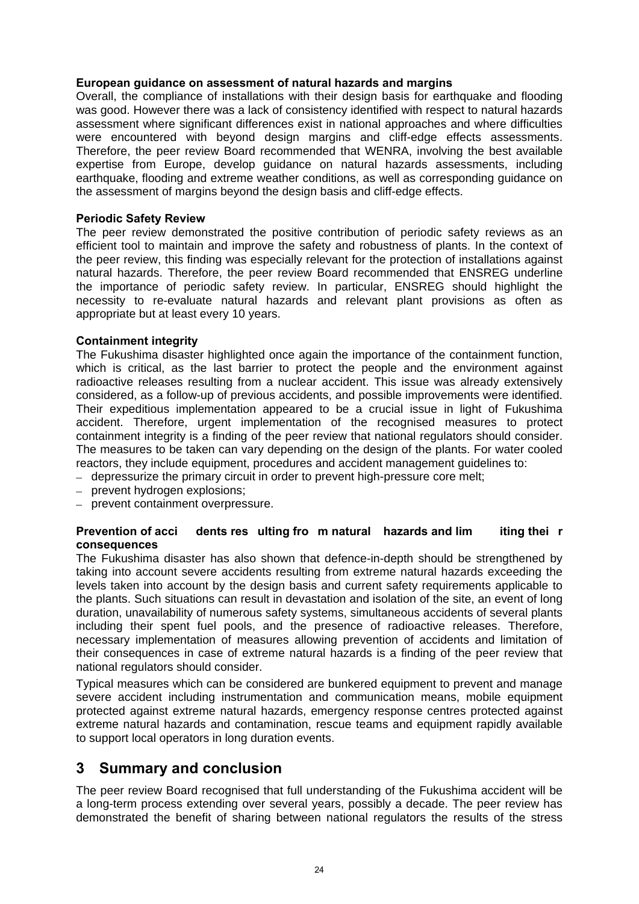**European guidance on assessment of natural hazards and margins**

Overall, the compliance of installations with their design basis for earthquake and flooding was good. However there was a lack of consistency identified with respect to natural hazards assessment where significant differences exist in national approaches and where difficulties were encountered with beyond design margins and cliff-edge effects assessments. Therefore, the peer review Board recommended that WENRA, involving the best available expertise from Europe, develop guidance on natural hazards assessments, including earthquake, flooding and extreme weather conditions, as well as corresponding guidance on the assessment of margins beyond the design basis and cliff-edge effects.

**Periodic Safety Review**

The peer review demonstrated the positive contribution of periodic safety reviews as an efficient tool to maintain and improve the safety and robustness of plants. In the context of the peer review, this finding was especially relevant for the protection of installations against natural hazards. Therefore, the peer review Board recommended that ENSREG underline the importance of periodic safety review. In particular, ENSREG should highlight the necessity to re-evaluate natural hazards and relevant plant provisions as often as appropriate but at least every 10 years.

**Containment integrity**

The Fukushima disaster highlighted once again the importance of the containment function, which is critical, as the last barrier to protect the people and the environment against radioactive releases resulting from a nuclear accident. This issue was already extensively considered, as a follow-up of previous accidents, and possible improvements were identified. Their expeditious implementation appeared to be a crucial issue in light of Fukushima accident. Therefore, urgent implementation of the recognised measures to protect containment integrity is a finding of the peer review that national regulators should consider. The measures to be taken can vary depending on the design of the plants. For water cooled reactors, they include equipment, procedures and accident management guidelines to:

- depressurize the primary circuit in order to prevent high-pressure core melt;
- prevent hydrogen explosions;
- prevent containment overpressure.

**Prevention of accidents resulting from natural hazards and limiting their consequences**

The Fukushima disaster has also shown that defence-in-depth should be strengthened by taking into account severe accidents resulting from extreme natural hazards exceeding the levels taken into account by the design basis and current safety requirements applicable to the plants. Such situations can result in devastation and isolation of the site, an event of long duration, unavailability of numerous safety systems, simultaneous accidents of several plants including their spent fuel pools, and the presence of radioactive releases. Therefore, necessary implementation of measures allowing prevention of accidents and limitation of their consequences in case of extreme natural hazards is a finding of the peer review that national regulators should consider.

Typical measures which can be considered are bunkered equipment to prevent and manage severe accident including instrumentation and communication means, mobile equipment protected against extreme natural hazards, emergency response centres protected against extreme natural hazards and contamination, rescue teams and equipment rapidly available to support local operators in long duration events.

## 3 Summary and conclusion

The peer review Board recognised that full understanding of the Fukushima accident will be a long-term process extending over several years, possibly a decade. The peer review has demonstrated the benefit of sharing between national regulators the results of the stress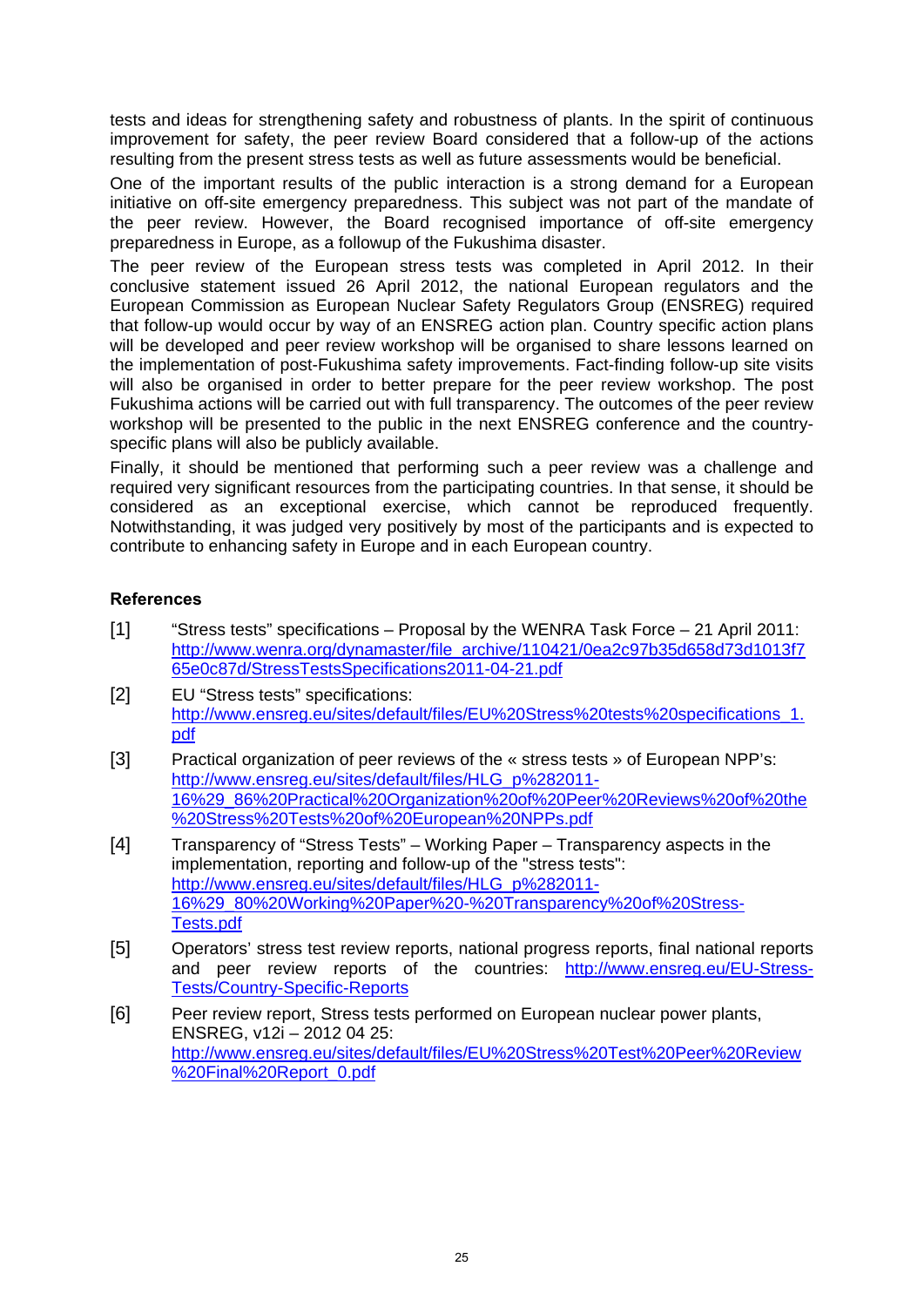tests and ideas for strengthening safety and robustness of plants. In the spirit of continuous improvement for safety, the peer review Board considered that a follow-up of the actions resulting from the present stress tests as well as future assessments would be beneficial.

One of the important results of the public interaction is a strong demand for a European initiative on off-site emergency preparedness. This subject was not part of the mandate of the peer review. However, the Board recognised importance of off-site emergency preparedness in Europe, as a followup of the Fukushima disaster.

The peer review of the European stress tests was completed in April 2012. In their conclusive statement issued 26 April 2012, the national European regulators and the European Commission as European Nuclear Safety Regulators Group (ENSREG) required that follow-up would occur by way of an ENSREG action plan. Country specific action plans will be developed and peer review workshop will be organised to share lessons learned on the implementation of post-Fukushima safety improvements. Fact-finding follow-up site visits will also be organised in order to better prepare for the peer review workshop. The post Fukushima actions will be carried out with full transparency. The outcomes of the peer review workshop will be presented to the public in the next ENSREG conference and the country-specific plans will also be publicly available.

Finally, it should be mentioned that performing such a peer review was a challenge and required very significant resources from the participating countries. In that sense, it should be considered as an exceptional exercise, which cannot be reproduced frequently. Notwithstanding, it was judged very positively by most of the participants and is expected to contribute to enhancing safety in Europe and in each European country.

### References

[1] "Stress tests" specifications – Proposal by the WENRA Task Force – 21 April 2011: http://www.wenra.org/dynamaster/file_archive/110421/0ea2c97b35d658d73d1013f765e0c87d/StressTestsSpecifications2011-04-21.pdf

[2] EU "Stress tests" specifications: http://www.ensreg.eu/sites/default/files/EU%20Stress%20tests%20specifications_1.pdf

[3] Practical organization of peer reviews of the « stress tests » of European NPP's: http://www.ensreg.eu/sites/default/files/HLG_p%282011-16%29_86%20Practical%20Organization%20of%20Peer%20Reviews%20of%20the%20Stress%20Tests%20of%20European%20NPPs.pdf

[4] Transparency of "Stress Tests" – Working Paper – Transparency aspects in the implementation, reporting and follow-up of the "stress tests": http://www.ensreg.eu/sites/default/files/HLG_p%282011-16%29_80%20Working%20Paper%20-%20Transparency%20of%20Stress-Tests.pdf

[5] Operators' stress test review reports, national progress reports, final national reports and peer review reports of the countries: http://www.ensreg.eu/EU-Stress-Tests/Country-Specific-Reports

[6] Peer review report, Stress tests performed on European nuclear power plants, ENSREG, v12i – 2012 04 25: http://www.ensreg.eu/sites/default/files/EU%20Stress%20Test%20Peer%20Review%20Final%20Report_0.pdf